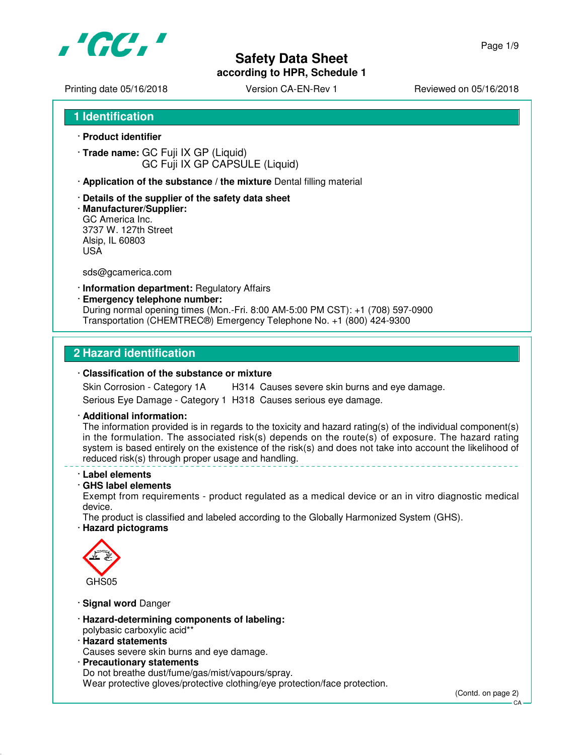# Safety Data Sheet
according to HPR, Schedule 1

Printing date 05/16/2018 | Version CA-EN-Rev 1 | Reviewed on 05/16/2018

## 1 Identification

· **Product identifier**

· **Trade name:** GC Fuji IX GP (Liquid)
GC Fuji IX GP CAPSULE (Liquid)

· **Application of the substance / the mixture** Dental filling material

· **Details of the supplier of the safety data sheet**

· **Manufacturer/Supplier:**
GC America Inc.
3737 W. 127th Street
Alsip, IL 60803
USA

sds@gcamerica.com

· **Information department:** Regulatory Affairs

· **Emergency telephone number:**
During normal opening times (Mon.-Fri. 8:00 AM-5:00 PM CST): +1 (708) 597-0900
Transportation (CHEMTREC®) Emergency Telephone No. +1 (800) 424-9300

## 2 Hazard identification

· **Classification of the substance or mixture**

Skin Corrosion - Category 1A H314 Causes severe skin burns and eye damage.
Serious Eye Damage - Category 1 H318 Causes serious eye damage.

· **Additional information:**
The information provided is in regards to the toxicity and hazard rating(s) of the individual component(s) in the formulation. The associated risk(s) depends on the route(s) of exposure. The hazard rating system is based entirely on the existence of the risk(s) and does not take into account the likelihood of reduced risk(s) through proper usage and handling.

· **Label elements**

· **GHS label elements**
Exempt from requirements - product regulated as a medical device or an in vitro diagnostic medical device.
The product is classified and labeled according to the Globally Harmonized System (GHS).

· **Hazard pictograms**

GHS05

· **Signal word** Danger

· **Hazard-determining components of labeling:**
polybasic carboxylic acid**

· **Hazard statements**
Causes severe skin burns and eye damage.

· **Precautionary statements**
Do not breathe dust/fume/gas/mist/vapours/spray.
Wear protective gloves/protective clothing/eye protection/face protection.

(Contd. on page 2)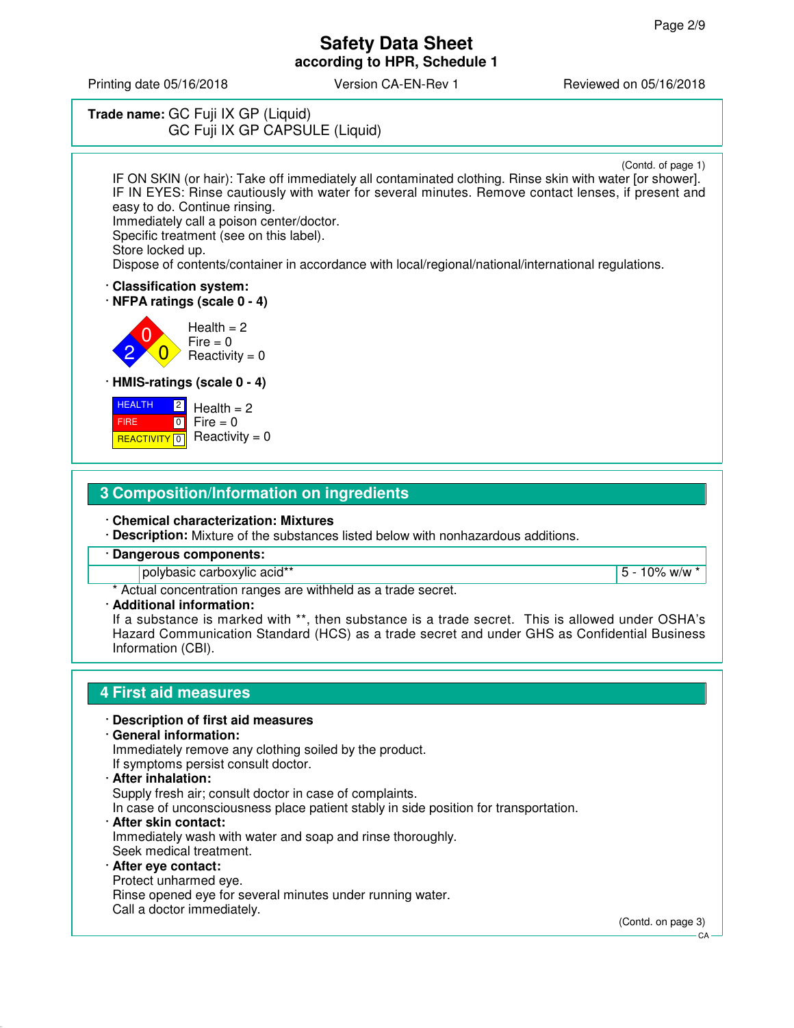# Safety Data Sheet
**according to HPR, Schedule 1**

Printing date 05/16/2018 Version CA-EN-Rev 1 Reviewed on 05/16/2018

**Trade name:** GC Fuji IX GP (Liquid)
GC Fuji IX GP CAPSULE (Liquid)

(Contd. of page 1)

IF ON SKIN (or hair): Take off immediately all contaminated clothing. Rinse skin with water [or shower].
IF IN EYES: Rinse cautiously with water for several minutes. Remove contact lenses, if present and easy to do. Continue rinsing.
Immediately call a poison center/doctor.
Specific treatment (see on this label).
Store locked up.
Dispose of contents/container in accordance with local/regional/national/international regulations.

· **Classification system:**
· **NFPA ratings (scale 0 - 4)**

Health = 2
Fire = 0
Reactivity = 0

· **HMIS-ratings (scale 0 - 4)**

| | | |
|---|---|---|
| HEALTH | 2 | Health = 2 |
| FIRE | 0 | Fire = 0 |
| REACTIVITY | 0 | Reactivity = 0 |

## 3 Composition/Information on ingredients

· **Chemical characterization: Mixtures**
· **Description:** Mixture of the substances listed below with nonhazardous additions.

| · Dangerous components: | | |
|---|---|---|
| | polybasic carboxylic acid** | 5 - 10% w/w * |

\* Actual concentration ranges are withheld as a trade secret.

· **Additional information:**
If a substance is marked with **, then substance is a trade secret. This is allowed under OSHA's Hazard Communication Standard (HCS) as a trade secret and under GHS as Confidential Business Information (CBI).

## 4 First aid measures

· **Description of first aid measures**
· **General information:**
Immediately remove any clothing soiled by the product.
If symptoms persist consult doctor.
· **After inhalation:**
Supply fresh air; consult doctor in case of complaints.
In case of unconsciousness place patient stably in side position for transportation.
· **After skin contact:**
Immediately wash with water and soap and rinse thoroughly.
Seek medical treatment.
· **After eye contact:**
Protect unharmed eye.
Rinse opened eye for several minutes under running water.
Call a doctor immediately.

(Contd. on page 3)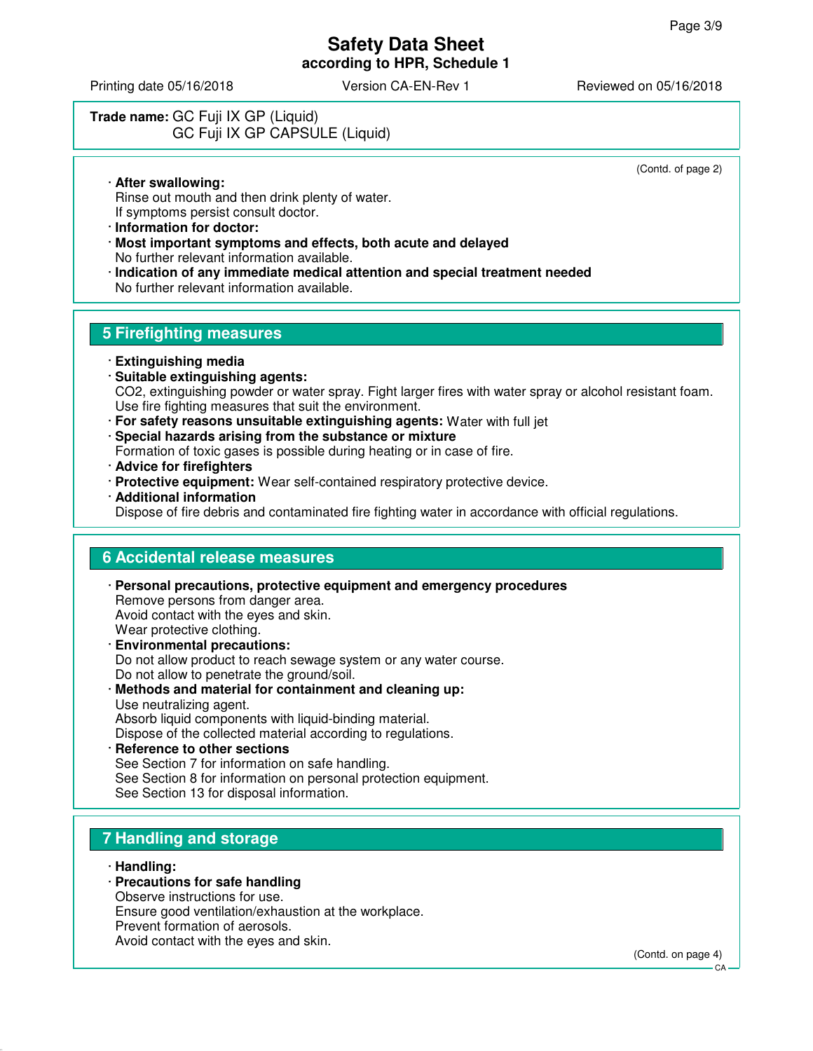**Trade name:** GC Fuji IX GP (Liquid)
GC Fuji IX GP CAPSULE (Liquid)

(Contd. of page 2)

· **After swallowing:**
Rinse out mouth and then drink plenty of water.
If symptoms persist consult doctor.
· **Information for doctor:**
· **Most important symptoms and effects, both acute and delayed**
No further relevant information available.
· **Indication of any immediate medical attention and special treatment needed**
No further relevant information available.

## 5 Firefighting measures

· **Extinguishing media**
· **Suitable extinguishing agents:**
$CO_2$, extinguishing powder or water spray. Fight larger fires with water spray or alcohol resistant foam.
Use fire fighting measures that suit the environment.
· **For safety reasons unsuitable extinguishing agents:** Water with full jet
· **Special hazards arising from the substance or mixture**
Formation of toxic gases is possible during heating or in case of fire.
· **Advice for firefighters**
· **Protective equipment:** Wear self-contained respiratory protective device.
· **Additional information**
Dispose of fire debris and contaminated fire fighting water in accordance with official regulations.

## 6 Accidental release measures

· **Personal precautions, protective equipment and emergency procedures**
Remove persons from danger area.
Avoid contact with the eyes and skin.
Wear protective clothing.
· **Environmental precautions:**
Do not allow product to reach sewage system or any water course.
Do not allow to penetrate the ground/soil.
· **Methods and material for containment and cleaning up:**
Use neutralizing agent.
Absorb liquid components with liquid-binding material.
Dispose of the collected material according to regulations.
· **Reference to other sections**
See Section 7 for information on safe handling.
See Section 8 for information on personal protection equipment.
See Section 13 for disposal information.

## 7 Handling and storage

· **Handling:**
· **Precautions for safe handling**
Observe instructions for use.
Ensure good ventilation/exhaustion at the workplace.
Prevent formation of aerosols.
Avoid contact with the eyes and skin.

(Contd. on page 4)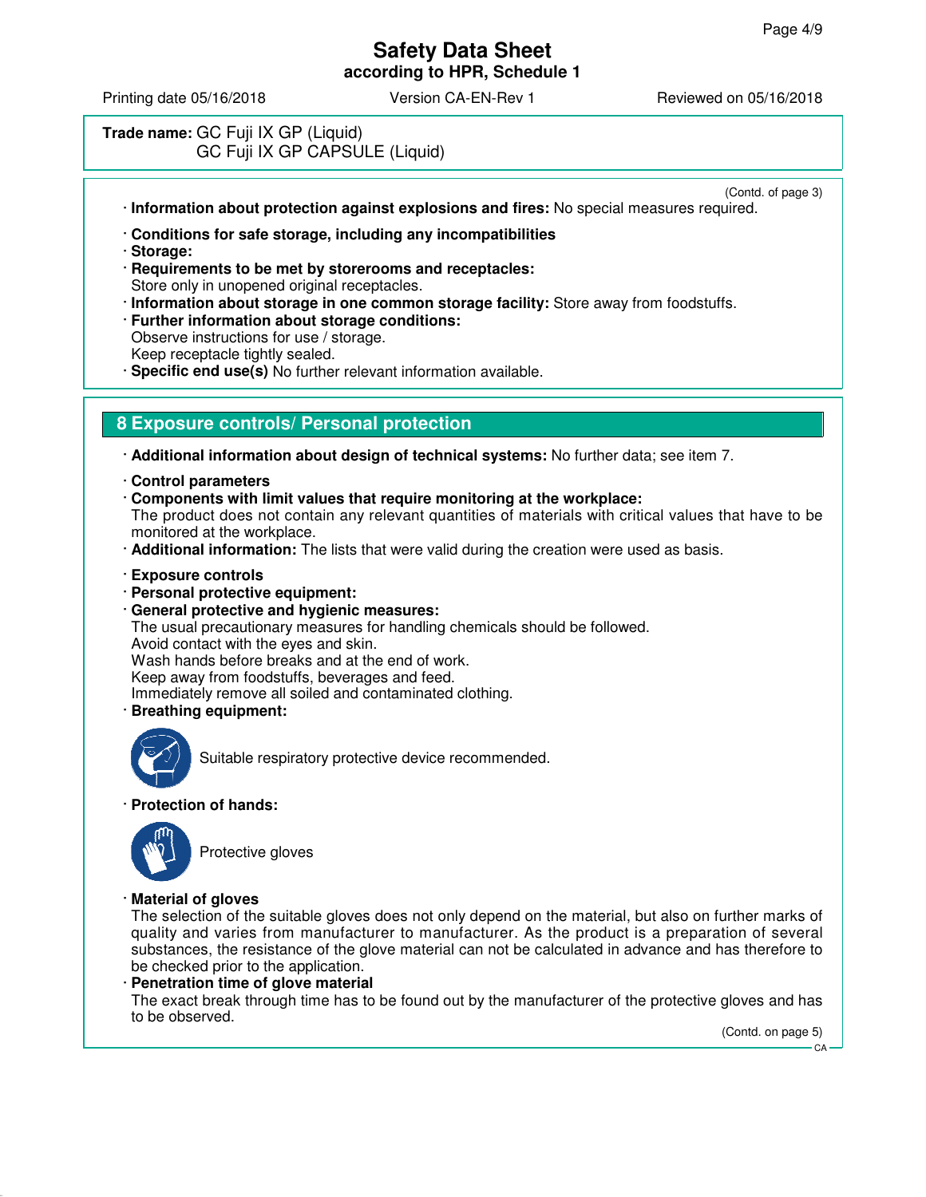**Trade name:** GC Fuji IX GP (Liquid)
GC Fuji IX GP CAPSULE (Liquid)

(Contd. of page 3)

· **Information about protection against explosions and fires:** No special measures required.

· **Conditions for safe storage, including any incompatibilities**
· **Storage:**
· **Requirements to be met by storerooms and receptacles:**
Store only in unopened original receptacles.
· **Information about storage in one common storage facility:** Store away from foodstuffs.
· **Further information about storage conditions:**
Observe instructions for use / storage.
Keep receptacle tightly sealed.
· **Specific end use(s)** No further relevant information available.

## 8 Exposure controls/ Personal protection

· **Additional information about design of technical systems:** No further data; see item 7.

· **Control parameters**
· **Components with limit values that require monitoring at the workplace:**
The product does not contain any relevant quantities of materials with critical values that have to be monitored at the workplace.
· **Additional information:** The lists that were valid during the creation were used as basis.

· **Exposure controls**
· **Personal protective equipment:**
· **General protective and hygienic measures:**
The usual precautionary measures for handling chemicals should be followed.
Avoid contact with the eyes and skin.
Wash hands before breaks and at the end of work.
Keep away from foodstuffs, beverages and feed.
Immediately remove all soiled and contaminated clothing.
· **Breathing equipment:**

Suitable respiratory protective device recommended.

· **Protection of hands:**

Protective gloves

· **Material of gloves**
The selection of the suitable gloves does not only depend on the material, but also on further marks of quality and varies from manufacturer to manufacturer. As the product is a preparation of several substances, the resistance of the glove material can not be calculated in advance and has therefore to be checked prior to the application.
· **Penetration time of glove material**
The exact break through time has to be found out by the manufacturer of the protective gloves and has to be observed.

(Contd. on page 5)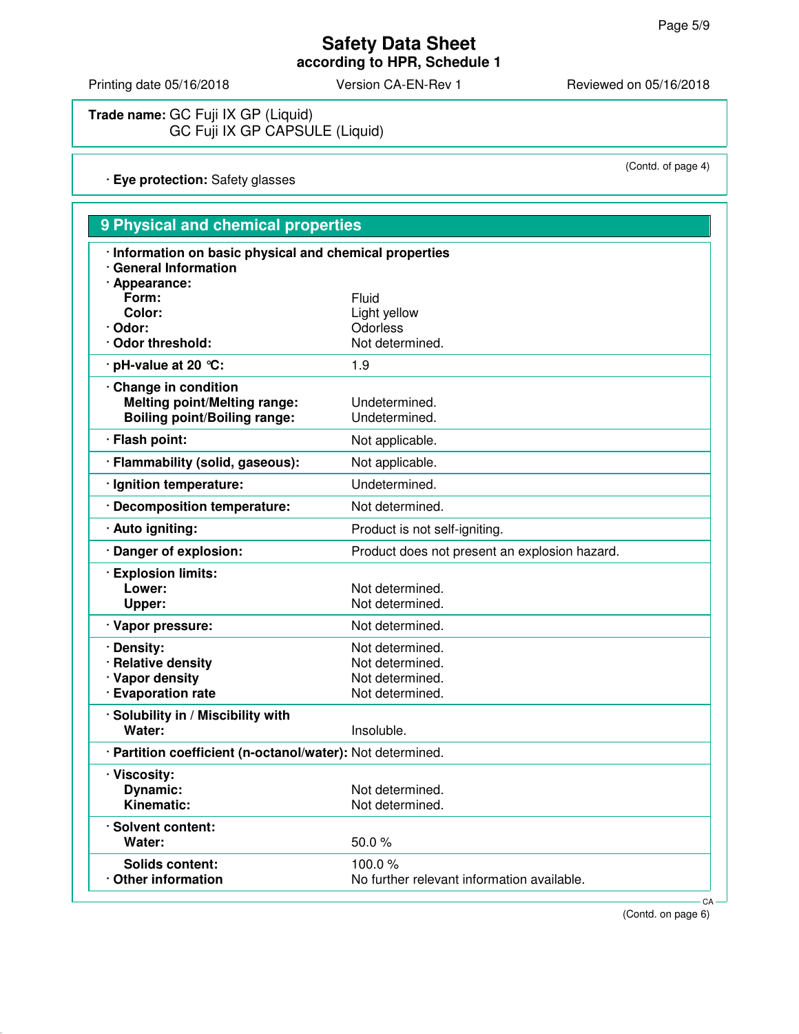**Trade name:** GC Fuji IX GP (Liquid)
GC Fuji IX GP CAPSULE (Liquid)

(Contd. of page 4)

· **Eye protection:** Safety glasses

## 9 Physical and chemical properties

· **Information on basic physical and chemical properties**
· **General Information**

| | |
|---|---|
| · **Appearance:** | |
| **Form:** | Fluid |
| **Color:** | Light yellow |
| · **Odor:** | Odorless |
| · **Odor threshold:** | Not determined. |
| · **pH-value at 20 °C:** | 1.9 |
| · **Change in condition** | |
| **Melting point/Melting range:** | Undetermined. |
| **Boiling point/Boiling range:** | Undetermined. |
| · **Flash point:** | Not applicable. |
| · **Flammability (solid, gaseous):** | Not applicable. |
| · **Ignition temperature:** | Undetermined. |
| · **Decomposition temperature:** | Not determined. |
| · **Auto igniting:** | Product is not self-igniting. |
| · **Danger of explosion:** | Product does not present an explosion hazard. |
| · **Explosion limits:** | |
| **Lower:** | Not determined. |
| **Upper:** | Not determined. |
| · **Vapor pressure:** | Not determined. |
| · **Density:** | Not determined. |
| · **Relative density** | Not determined. |
| · **Vapor density** | Not determined. |
| · **Evaporation rate** | Not determined. |
| · **Solubility in / Miscibility with** | |
| **Water:** | Insoluble. |
| · **Partition coefficient (n-octanol/water):** | Not determined. |
| · **Viscosity:** | |
| **Dynamic:** | Not determined. |
| **Kinematic:** | Not determined. |
| · **Solvent content:** | |
| **Water:** | 50.0 % |
| **Solids content:** | 100.0 % |
| · **Other information** | No further relevant information available. |

(Contd. on page 6)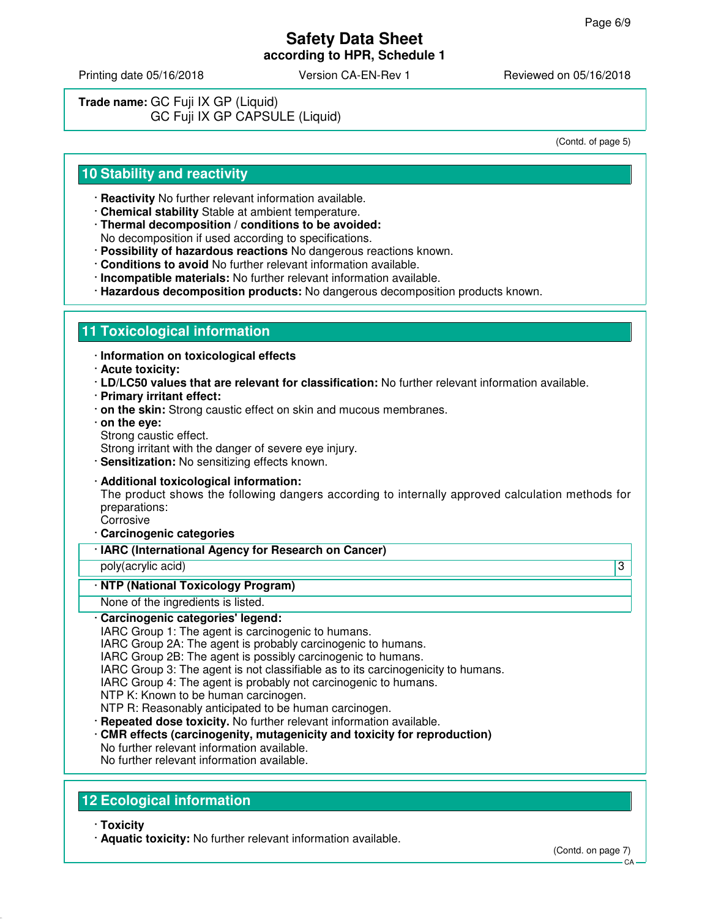**Trade name:** GC Fuji IX GP (Liquid)
GC Fuji IX GP CAPSULE (Liquid)

(Contd. of page 5)

## 10 Stability and reactivity

- **Reactivity** No further relevant information available.
- **Chemical stability** Stable at ambient temperature.
- **Thermal decomposition / conditions to be avoided:**
  No decomposition if used according to specifications.
- **Possibility of hazardous reactions** No dangerous reactions known.
- **Conditions to avoid** No further relevant information available.
- **Incompatible materials:** No further relevant information available.
- **Hazardous decomposition products:** No dangerous decomposition products known.

## 11 Toxicological information

- **Information on toxicological effects**
- **Acute toxicity:**
- **LD/LC50 values that are relevant for classification:** No further relevant information available.
- **Primary irritant effect:**
- **on the skin:** Strong caustic effect on skin and mucous membranes.
- **on the eye:**
  Strong caustic effect.
  Strong irritant with the danger of severe eye injury.
- **Sensitization:** No sensitizing effects known.
- **Additional toxicological information:**
  The product shows the following dangers according to internally approved calculation methods for preparations:
  Corrosive
- **Carcinogenic categories**

| · IARC (International Agency for Research on Cancer) | |
|---|---|
| poly(acrylic acid) | 3 |

| · NTP (National Toxicology Program) |
|---|
| None of the ingredients is listed. |

- **Carcinogenic categories' legend:**
  IARC Group 1: The agent is carcinogenic to humans.
  IARC Group 2A: The agent is probably carcinogenic to humans.
  IARC Group 2B: The agent is possibly carcinogenic to humans.
  IARC Group 3: The agent is not classifiable as to its carcinogenicity to humans.
  IARC Group 4: The agent is probably not carcinogenic to humans.
  NTP K: Known to be human carcinogen.
  NTP R: Reasonably anticipated to be human carcinogen.
- **Repeated dose toxicity.** No further relevant information available.
- **CMR effects (carcinogenity, mutagenicity and toxicity for reproduction)**
  No further relevant information available.
  No further relevant information available.

## 12 Ecological information

- **Toxicity**
- **Aquatic toxicity:** No further relevant information available.

(Contd. on page 7)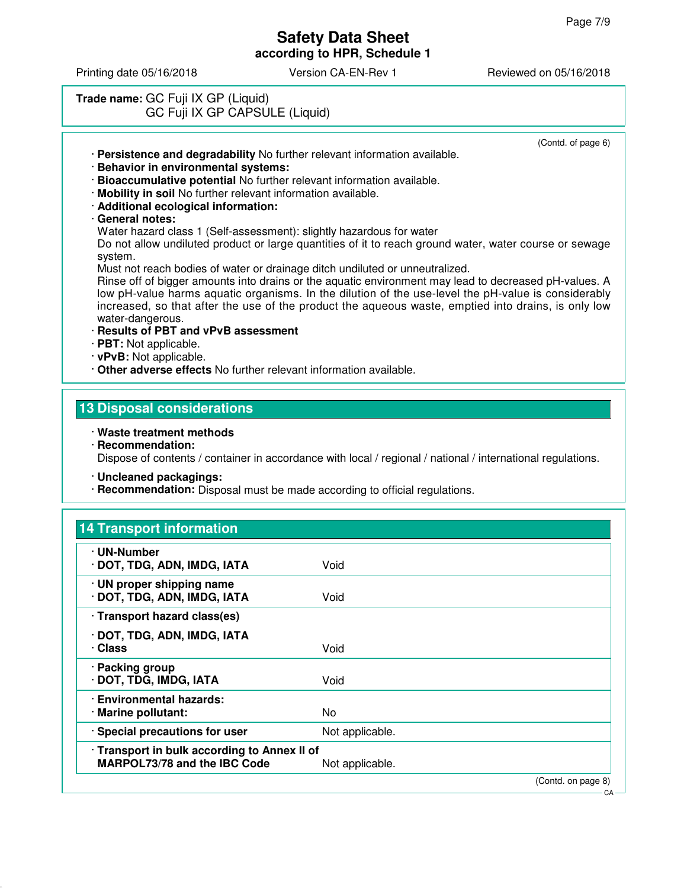**Trade name:** GC Fuji IX GP (Liquid)
GC Fuji IX GP CAPSULE (Liquid)

(Contd. of page 6)

· **Persistence and degradability** No further relevant information available.
· **Behavior in environmental systems:**
· **Bioaccumulative potential** No further relevant information available.
· **Mobility in soil** No further relevant information available.
· **Additional ecological information:**
· **General notes:**
Water hazard class 1 (Self-assessment): slightly hazardous for water
Do not allow undiluted product or large quantities of it to reach ground water, water course or sewage system.
Must not reach bodies of water or drainage ditch undiluted or unneutralized.
Rinse off of bigger amounts into drains or the aquatic environment may lead to decreased pH-values. A low pH-value harms aquatic organisms. In the dilution of the use-level the pH-value is considerably increased, so that after the use of the product the aqueous waste, emptied into drains, is only low water-dangerous.
· **Results of PBT and vPvB assessment**
· **PBT:** Not applicable.
· **vPvB:** Not applicable.
· **Other adverse effects** No further relevant information available.

## 13 Disposal considerations

· **Waste treatment methods**
· **Recommendation:**
Dispose of contents / container in accordance with local / regional / national / international regulations.

· **Uncleaned packagings:**
· **Recommendation:** Disposal must be made according to official regulations.

## 14 Transport information

| | |
|---|---|
| · **UN-Number**<br>· **DOT, TDG, ADN, IMDG, IATA** | Void |
| · **UN proper shipping name**<br>· **DOT, TDG, ADN, IMDG, IATA** | Void |
| · **Transport hazard class(es)**<br>· **DOT, TDG, ADN, IMDG, IATA**<br>· **Class** | Void |
| · **Packing group**<br>· **DOT, TDG, IMDG, IATA** | Void |
| · **Environmental hazards:**<br>· **Marine pollutant:** | No |
| · **Special precautions for user** | Not applicable. |
| · **Transport in bulk according to Annex II of MARPOL73/78 and the IBC Code** | Not applicable. |

(Contd. on page 8)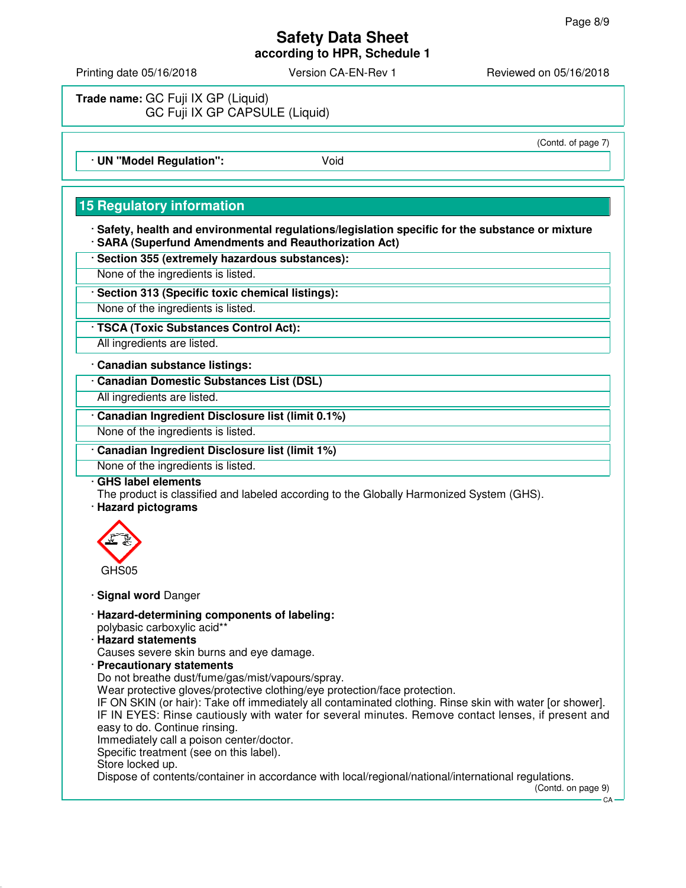**Trade name:** GC Fuji IX GP (Liquid)
GC Fuji IX GP CAPSULE (Liquid)

(Contd. of page 7)

· **UN "Model Regulation":** Void

## 15 Regulatory information

· **Safety, health and environmental regulations/legislation specific for the substance or mixture**
· **SARA (Superfund Amendments and Reauthorization Act)**

· **Section 355 (extremely hazardous substances):**
None of the ingredients is listed.

· **Section 313 (Specific toxic chemical listings):**
None of the ingredients is listed.

· **TSCA (Toxic Substances Control Act):**
All ingredients are listed.

· **Canadian substance listings:**

· **Canadian Domestic Substances List (DSL)**
All ingredients are listed.

· **Canadian Ingredient Disclosure list (limit 0.1%)**
None of the ingredients is listed.

· **Canadian Ingredient Disclosure list (limit 1%)**
None of the ingredients is listed.

· **GHS label elements**
The product is classified and labeled according to the Globally Harmonized System (GHS).

· **Hazard pictograms**

GHS05

· **Signal word** Danger

· **Hazard-determining components of labeling:**
polybasic carboxylic acid**

· **Hazard statements**
Causes severe skin burns and eye damage.

· **Precautionary statements**
Do not breathe dust/fume/gas/mist/vapours/spray.
Wear protective gloves/protective clothing/eye protection/face protection.
IF ON SKIN (or hair): Take off immediately all contaminated clothing. Rinse skin with water [or shower].
IF IN EYES: Rinse cautiously with water for several minutes. Remove contact lenses, if present and easy to do. Continue rinsing.
Immediately call a poison center/doctor.
Specific treatment (see on this label).
Store locked up.
Dispose of contents/container in accordance with local/regional/national/international regulations.

(Contd. on page 9)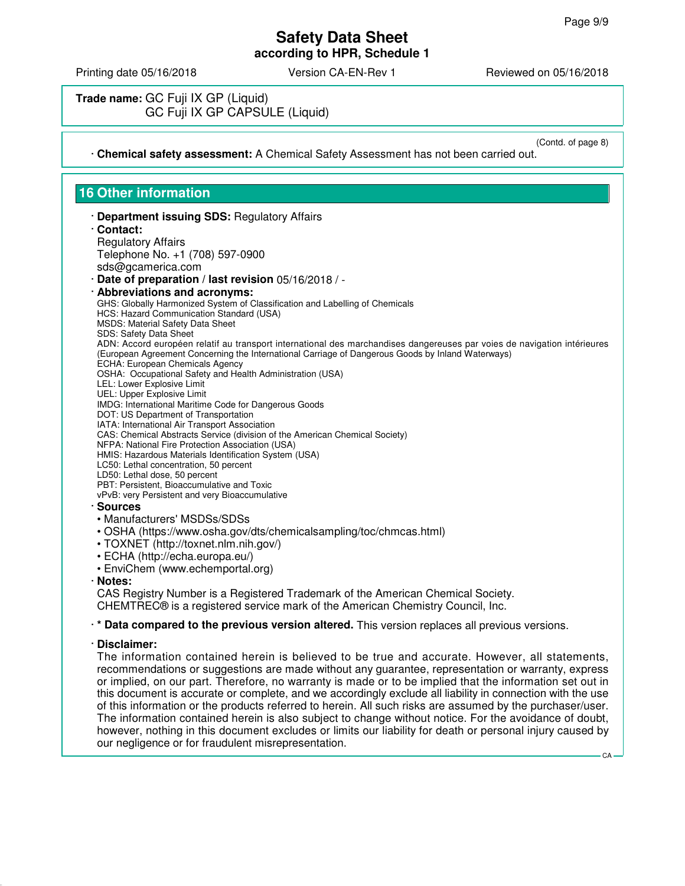**Trade name:** GC Fuji IX GP (Liquid)
GC Fuji IX GP CAPSULE (Liquid)

(Contd. of page 8)

· **Chemical safety assessment:** A Chemical Safety Assessment has not been carried out.

## 16 Other information

· **Department issuing SDS:** Regulatory Affairs

· **Contact:**
Regulatory Affairs
Telephone No. +1 (708) 597-0900
sds@gcamerica.com

· **Date of preparation / last revision** 05/16/2018 / -

· **Abbreviations and acronyms:**
GHS: Globally Harmonized System of Classification and Labelling of Chemicals
HCS: Hazard Communication Standard (USA)
MSDS: Material Safety Data Sheet
SDS: Safety Data Sheet
ADN: Accord européen relatif au transport international des marchandises dangereuses par voies de navigation intérieures (European Agreement Concerning the International Carriage of Dangerous Goods by Inland Waterways)
ECHA: European Chemicals Agency
OSHA: Occupational Safety and Health Administration (USA)
LEL: Lower Explosive Limit
UEL: Upper Explosive Limit
IMDG: International Maritime Code for Dangerous Goods
DOT: US Department of Transportation
IATA: International Air Transport Association
CAS: Chemical Abstracts Service (division of the American Chemical Society)
NFPA: National Fire Protection Association (USA)
HMIS: Hazardous Materials Identification System (USA)
LC50: Lethal concentration, 50 percent
LD50: Lethal dose, 50 percent
PBT: Persistent, Bioaccumulative and Toxic
vPvB: very Persistent and very Bioaccumulative

· **Sources**
- Manufacturers' MSDSs/SDSs
- OSHA (https://www.osha.gov/dts/chemicalsampling/toc/chmcas.html)
- TOXNET (http://toxnet.nlm.nih.gov/)
- ECHA (http://echa.europa.eu/)
- EnviChem (www.echemportal.org)

· **Notes:**
CAS Registry Number is a Registered Trademark of the American Chemical Society.
CHEMTREC® is a registered service mark of the American Chemistry Council, Inc.

· **\* Data compared to the previous version altered.** This version replaces all previous versions.

· **Disclaimer:**
The information contained herein is believed to be true and accurate. However, all statements, recommendations or suggestions are made without any guarantee, representation or warranty, express or implied, on our part. Therefore, no warranty is made or to be implied that the information set out in this document is accurate or complete, and we accordingly exclude all liability in connection with the use of this information or the products referred to herein. All such risks are assumed by the purchaser/user. The information contained herein is also subject to change without notice. For the avoidance of doubt, however, nothing in this document excludes or limits our liability for death or personal injury caused by our negligence or for fraudulent misrepresentation.